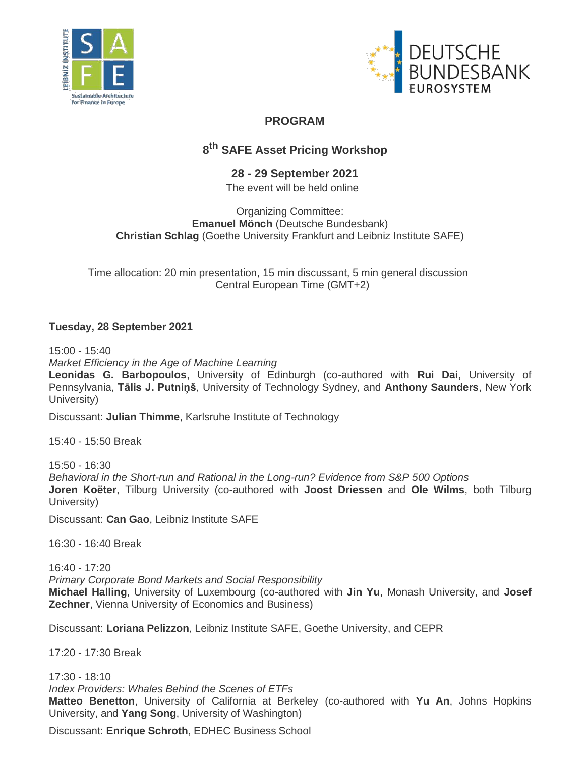# PROGRAM

## 8th SAFE Asset Pricing Workshop

**28 - 29 September 2021**

The event will be held online

Organizing Committee:
**Emanuel Mönch** (Deutsche Bundesbank)
**Christian Schlag** (Goethe University Frankfurt and Leibniz Institute SAFE)

Time allocation: 20 min presentation, 15 min discussant, 5 min general discussion
Central European Time (GMT+2)

**Tuesday, 28 September 2021**

15:00 - 15:40
*Market Efficiency in the Age of Machine Learning*
**Leonidas G. Barbopoulos**, University of Edinburgh (co-authored with **Rui Dai**, University of Pennsylvania, **Tālis J. Putniņš**, University of Technology Sydney, and **Anthony Saunders**, New York University)

Discussant: **Julian Thimme**, Karlsruhe Institute of Technology

15:40 - 15:50 Break

15:50 - 16:30
*Behavioral in the Short-run and Rational in the Long-run? Evidence from S&P 500 Options*
**Joren Koëter**, Tilburg University (co-authored with **Joost Driessen** and **Ole Wilms**, both Tilburg University)

Discussant: **Can Gao**, Leibniz Institute SAFE

16:30 - 16:40 Break

16:40 - 17:20
*Primary Corporate Bond Markets and Social Responsibility*
**Michael Halling**, University of Luxembourg (co-authored with **Jin Yu**, Monash University, and **Josef Zechner**, Vienna University of Economics and Business)

Discussant: **Loriana Pelizzon**, Leibniz Institute SAFE, Goethe University, and CEPR

17:20 - 17:30 Break

17:30 - 18:10
*Index Providers: Whales Behind the Scenes of ETFs*
**Matteo Benetton**, University of California at Berkeley (co-authored with **Yu An**, Johns Hopkins University, and **Yang Song**, University of Washington)

Discussant: **Enrique Schroth**, EDHEC Business School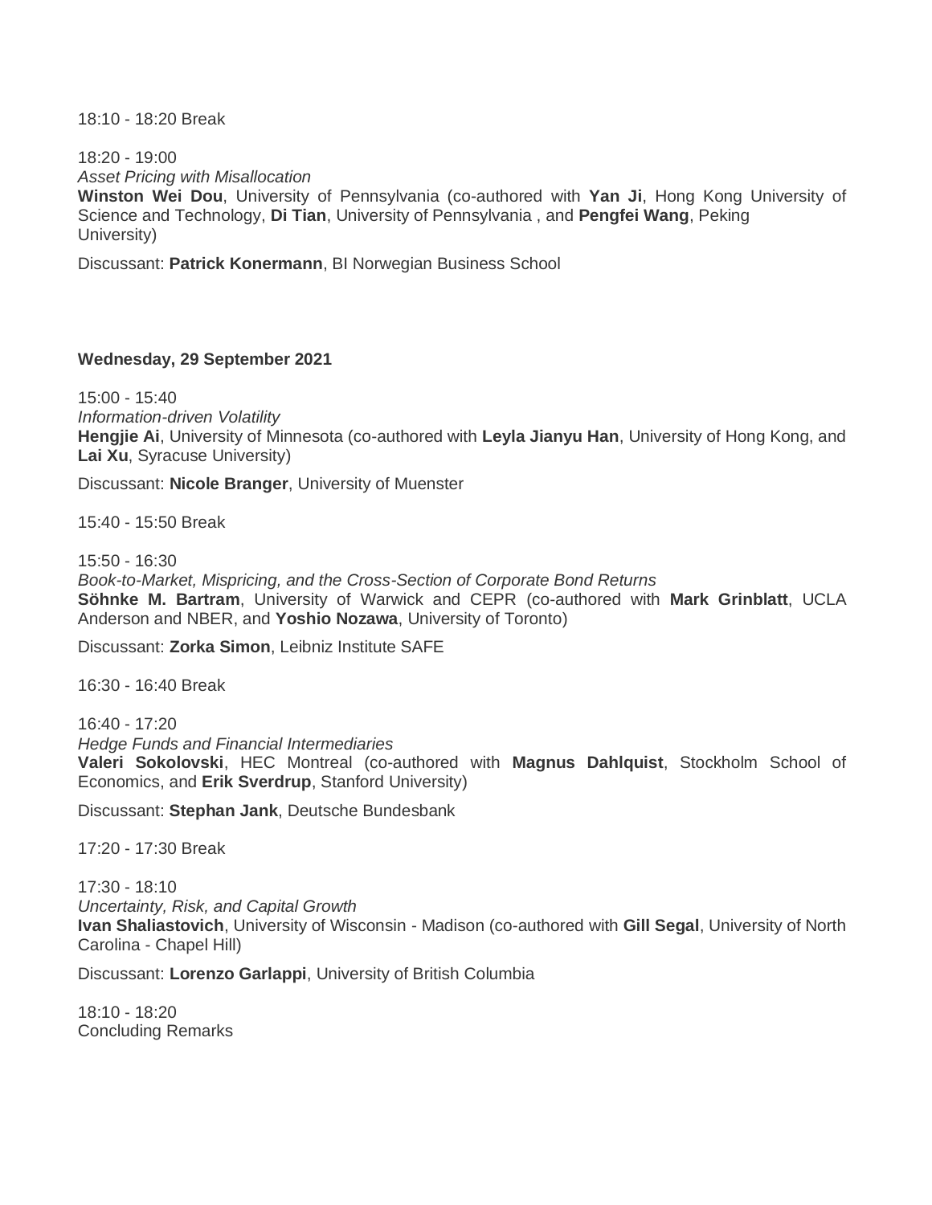18:10 - 18:20 Break

18:20 - 19:00
*Asset Pricing with Misallocation*
**Winston Wei Dou**, University of Pennsylvania (co-authored with **Yan Ji**, Hong Kong University of Science and Technology, **Di Tian**, University of Pennsylvania , and **Pengfei Wang**, Peking University)

Discussant: **Patrick Konermann**, BI Norwegian Business School

**Wednesday, 29 September 2021**

15:00 - 15:40
*Information-driven Volatility*
**Hengjie Ai**, University of Minnesota (co-authored with **Leyla Jianyu Han**, University of Hong Kong, and **Lai Xu**, Syracuse University)

Discussant: **Nicole Branger**, University of Muenster

15:40 - 15:50 Break

15:50 - 16:30
*Book-to-Market, Mispricing, and the Cross-Section of Corporate Bond Returns*
**Söhnke M. Bartram**, University of Warwick and CEPR (co-authored with **Mark Grinblatt**, UCLA Anderson and NBER, and **Yoshio Nozawa**, University of Toronto)

Discussant: **Zorka Simon**, Leibniz Institute SAFE

16:30 - 16:40 Break

16:40 - 17:20
*Hedge Funds and Financial Intermediaries*
**Valeri Sokolovski**, HEC Montreal (co-authored with **Magnus Dahlquist**, Stockholm School of Economics, and **Erik Sverdrup**, Stanford University)

Discussant: **Stephan Jank**, Deutsche Bundesbank

17:20 - 17:30 Break

17:30 - 18:10
*Uncertainty, Risk, and Capital Growth*
**Ivan Shaliastovich**, University of Wisconsin - Madison (co-authored with **Gill Segal**, University of North Carolina - Chapel Hill)

Discussant: **Lorenzo Garlappi**, University of British Columbia

18:10 - 18:20
Concluding Remarks